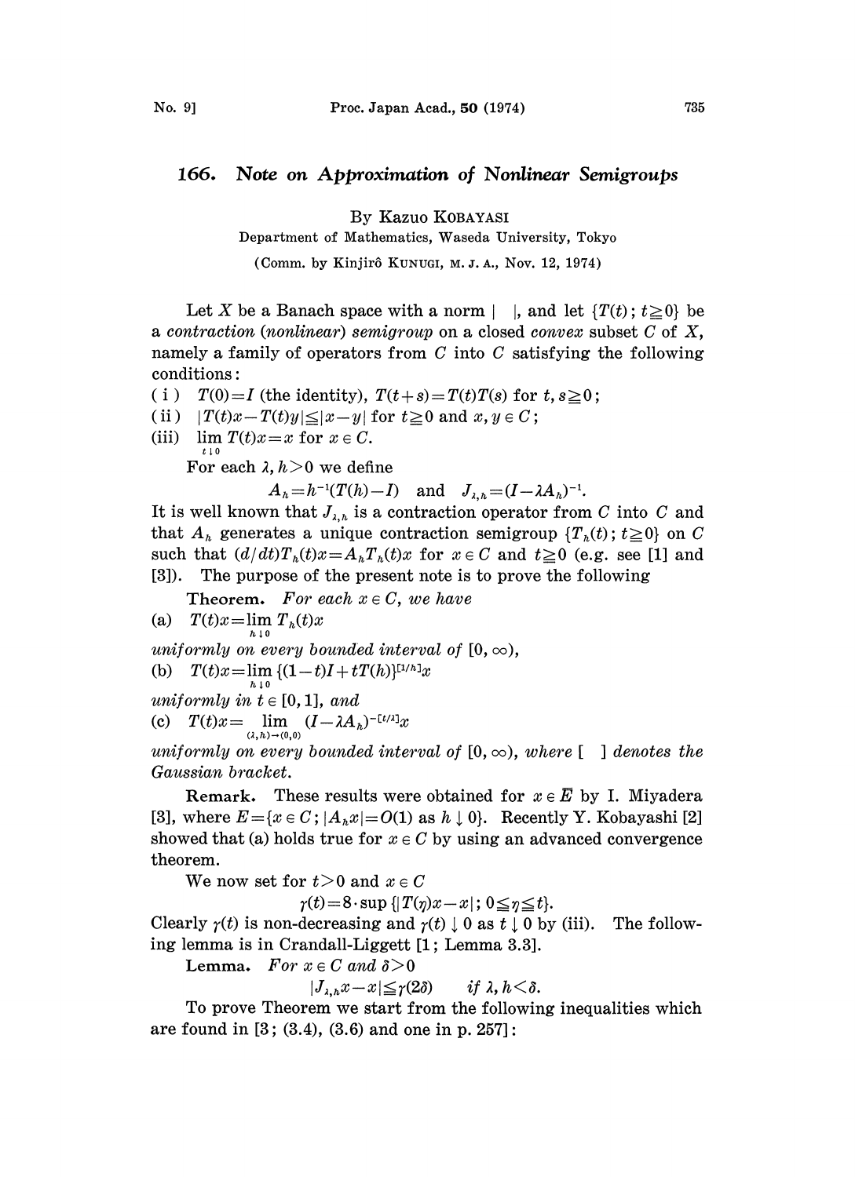# 166. Note on Approximation of Nonlinear Semigroups

By Kazuo KOBAYASI

Department of Mathematics, Waseda University, Tokyo

(Comm. by Kinjirô KUNUGI, M. J. A., Nov. 12, 1974)

Let $X$ be a Banach space with a norm $|\ \ |$, and let $\{T(t); t\geqq 0\}$ be a *contraction (nonlinear) semigroup* on a closed *convex* subset $C$ of $X$, namely a family of operators from $C$ into $C$ satisfying the following conditions:

( i ) $T(0)=I$ (the identity), $T(t+s)=T(t)T(s)$ for $t, s\geqq 0$;

( ii ) $|T(t)x-T(t)y|\leqq|x-y|$ for $t\geqq 0$ and $x, y\in C$;

(iii) $\lim_{t\downarrow 0} T(t)x=x$ for $x\in C$.

For each $\lambda, h>0$ we define

$$A_h=h^{-1}(T(h)-I) \quad \text{and} \quad J_{\lambda,h}=(I-\lambda A_h)^{-1}.$$

It is well known that $J_{\lambda,h}$ is a contraction operator from $C$ into $C$ and that $A_h$ generates a unique contraction semigroup $\{T_h(t); t\geqq 0\}$ on $C$ such that $(d/dt)T_h(t)x=A_hT_h(t)x$ for $x\in C$ and $t\geqq 0$ (e.g. see [1] and [3]). The purpose of the present note is to prove the following

**Theorem.** *For each $x\in C$, we have*

(a) $T(t)x=\lim_{h\downarrow 0} T_h(t)x$

*uniformly on every bounded interval of* $[0,\infty)$,

(b) $T(t)x=\lim_{h\downarrow 0}\{(1-t)I+tT(h)\}^{[1/h]}x$

*uniformly in $t\in[0,1]$, and*

(c) $T(t)x=\lim_{(\lambda,h)\to(0,0)}(I-\lambda A_h)^{-[t/\lambda]}x$

*uniformly on every bounded interval of $[0,\infty)$, where [ ] denotes the Gaussian bracket.*

**Remark.** These results were obtained for $x\in\bar{E}$ by I. Miyadera [3], where $E=\{x\in C; |A_hx|=O(1) \text{ as } h\downarrow 0\}$. Recently Y. Kobayashi [2] showed that (a) holds true for $x\in C$ by using an advanced convergence theorem.

We now set for $t>0$ and $x\in C$

$$\gamma(t)=8\cdot\sup\{|T(\eta)x-x|; 0\leqq\eta\leqq t\}.$$

Clearly $\gamma(t)$ is non-decreasing and $\gamma(t)\downarrow 0$ as $t\downarrow 0$ by (iii). The following lemma is in Crandall-Liggett [1; Lemma 3.3].

**Lemma.** *For $x\in C$ and $\delta>0$*

$$|J_{\lambda,h}x-x|\leqq\gamma(2\delta) \quad \text{if } \lambda, h<\delta.$$

To prove Theorem we start from the following inequalities which are found in [3; (3.4), (3.6) and one in p. 257]: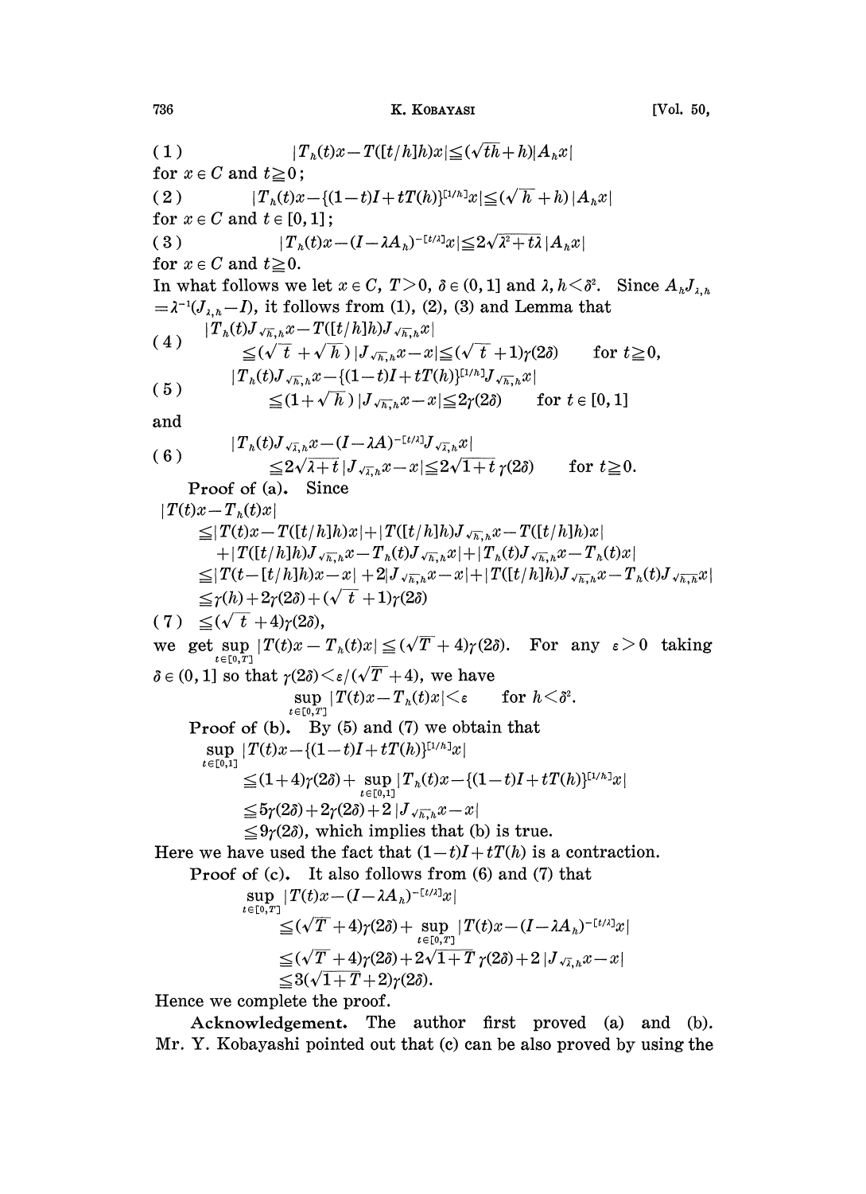$$(1)\qquad |T_h(t)x - T([t/h]h)x| \leqq (\sqrt{th}+h)|A_h x|$$

for $x \in C$ and $t \geqq 0$;

$$(2)\qquad |T_h(t)x - \{(1-t)I + tT(h)\}^{[1/h]}x| \leqq (\sqrt{h}+h)|A_h x|$$

for $x \in C$ and $t \in [0,1]$;

$$(3)\qquad |T_h(t)x - (I-\lambda A_h)^{-[t/\lambda]}x| \leqq 2\sqrt{\lambda^2 + t\lambda}\,|A_h x|$$

for $x \in C$ and $t \geqq 0$.

In what follows we let $x \in C$, $T>0$, $\delta \in (0,1]$ and $\lambda, h < \delta^2$. Since $A_h J_{\lambda,h} = \lambda^{-1}(J_{\lambda,h} - I)$, it follows from (1), (2), (3) and Lemma that

$$(4)\qquad \begin{aligned} &|T_h(t)J_{\sqrt{h},h}x - T([t/h]h)J_{\sqrt{h},h}x| \\ &\quad \leqq (\sqrt{t}+\sqrt{h})\,|J_{\sqrt{h},h}x - x| \leqq (\sqrt{t}+1)\gamma(2\delta) \qquad \text{for } t \geqq 0, \end{aligned}$$

$$(5)\qquad \begin{aligned} &|T_h(t)J_{\sqrt{h},h}x - \{(1-t)I + tT(h)\}^{[1/h]}J_{\sqrt{h},h}x| \\ &\quad \leqq (1+\sqrt{h})\,|J_{\sqrt{h},h}x - x| \leqq 2\gamma(2\delta) \qquad \text{for } t \in [0,1] \end{aligned}$$

and

$$(6)\qquad \begin{aligned} &|T_h(t)J_{\sqrt{\lambda},h}x - (I-\lambda A)^{-[t/\lambda]}J_{\sqrt{\lambda},h}x| \\ &\quad \leqq 2\sqrt{\lambda + t}\,|J_{\sqrt{\lambda},h}x - x| \leqq 2\sqrt{1+t}\,\gamma(2\delta) \qquad \text{for } t \geqq 0. \end{aligned}$$

**Proof of (a).** Since

$$\begin{aligned} &|T(t)x - T_h(t)x| \\ &\quad \leqq |T(t)x - T([t/h]h)x| + |T([t/h]h)J_{\sqrt{h},h}x - T([t/h]h)x| \\ &\qquad + |T([t/h]h)J_{\sqrt{h},h}x - T_h(t)J_{\sqrt{h},h}x| + |T_h(t)J_{\sqrt{h},h}x - T_h(t)x| \\ &\quad \leqq |T(t-[t/h]h)x - x| + 2|J_{\sqrt{h},h}x - x| + |T([t/h]h)J_{\sqrt{h},h}x - T_h(t)J_{\sqrt{h},h}x| \\ &\quad \leqq \gamma(h) + 2\gamma(2\delta) + (\sqrt{t}+1)\gamma(2\delta) \end{aligned}$$

$$(7)\qquad \leqq (\sqrt{t}+4)\gamma(2\delta),$$

we get $\sup_{t\in[0,T]} |T(t)x - T_h(t)x| \leqq (\sqrt{T}+4)\gamma(2\delta)$. For any $\varepsilon > 0$ taking $\delta \in (0,1]$ so that $\gamma(2\delta) < \varepsilon/(\sqrt{T}+4)$, we have

$$\sup_{t\in[0,T]} |T(t)x - T_h(t)x| < \varepsilon \qquad \text{for } h < \delta^2.$$

**Proof of (b).** By (5) and (7) we obtain that

$$\begin{aligned} &\sup_{t\in[0,1]} |T(t)x - \{(1-t)I + tT(h)\}^{[1/h]}x| \\ &\quad \leqq (1+4)\gamma(2\delta) + \sup_{t\in[0,1]} |T_h(t)x - \{(1-t)I + tT(h)\}^{[1/h]}x| \\ &\quad \leqq 5\gamma(2\delta) + 2\gamma(2\delta) + 2\,|J_{\sqrt{h},h}x - x| \\ &\quad \leqq 9\gamma(2\delta), \text{ which implies that (b) is true.} \end{aligned}$$

Here we have used the fact that $(1-t)I + tT(h)$ is a contraction.

**Proof of (c).** It also follows from (6) and (7) that

$$\begin{aligned} &\sup_{t\in[0,T]} |T(t)x - (I-\lambda A_h)^{-[t/\lambda]}x| \\ &\quad \leqq (\sqrt{T}+4)\gamma(2\delta) + \sup_{t\in[0,T]} |T(t)x - (I-\lambda A_h)^{-[t/\lambda]}x| \\ &\quad \leqq (\sqrt{T}+4)\gamma(2\delta) + 2\sqrt{1+T}\,\gamma(2\delta) + 2\,|J_{\sqrt{\lambda},h}x - x| \\ &\quad \leqq 3(\sqrt{1+T}+2)\gamma(2\delta). \end{aligned}$$

Hence we complete the proof.

**Acknowledgement.** The author first proved (a) and (b). Mr. Y. Kobayashi pointed out that (c) can be also proved by using the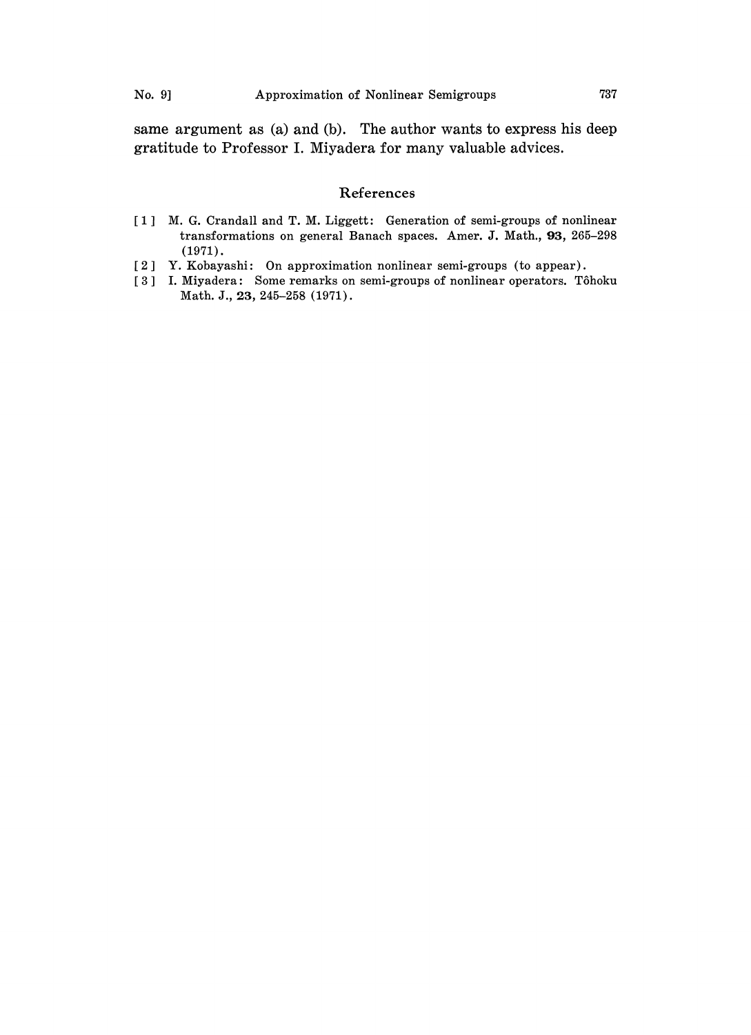same argument as (a) and (b). The author wants to express his deep gratitude to Professor I. Miyadera for many valuable advices.

## References

[1] M. G. Crandall and T. M. Liggett: Generation of semi-groups of nonlinear transformations on general Banach spaces. Amer. J. Math., **93**, 265–298 (1971).

[2] Y. Kobayashi: On approximation nonlinear semi-groups (to appear).

[3] I. Miyadera: Some remarks on semi-groups of nonlinear operators. Tôhoku Math. J., **23**, 245–258 (1971).